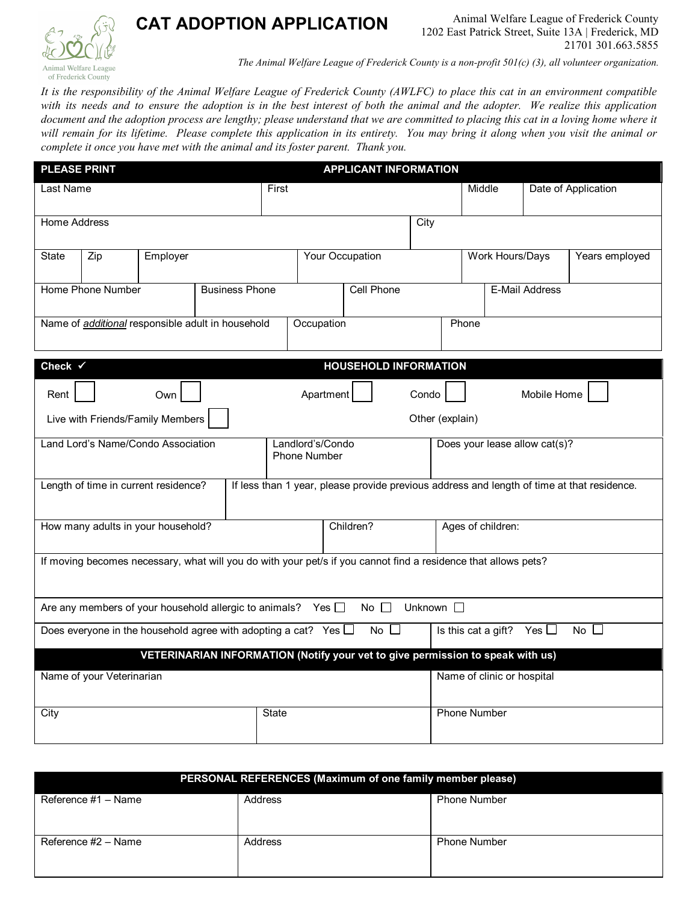# CAT ADOPTION APPLICATION

Animal Welfare League of Frederick County
1202 East Patrick Street, Suite 13A | Frederick, MD 21701 301.663.5855

*The Animal Welfare League of Frederick County is a non-profit 501(c) (3), all volunteer organization.*

*It is the responsibility of the Animal Welfare League of Frederick County (AWLFC) to place this cat in an environment compatible with its needs and to ensure the adoption is in the best interest of both the animal and the adopter. We realize this application document and the adoption process are lengthy; please understand that we are committed to placing this cat in a loving home where it will remain for its lifetime. Please complete this application in its entirety. You may bring it along when you visit the animal or complete it once you have met with the animal and its foster parent. Thank you.*

| **PLEASE PRINT** | **APPLICANT INFORMATION** | | |
|---|---|---|---|
| Last Name | First | Middle | Date of Application |
| Home Address | | City | |
| State / Zip | Employer / Your Occupation | Work Hours/Days | Years employed |
| Home Phone Number | Business Phone | Cell Phone | E-Mail Address |
| Name of *additional* responsible adult in household | Occupation | Phone | |

| **Check ✓** | **HOUSEHOLD INFORMATION** | |
|---|---|---|
| Rent ☐ Own ☐ | Apartment ☐ Condo ☐ | Mobile Home ☐ |
| Live with Friends/Family Members ☐ | Other (explain) | |
| Land Lord's Name/Condo Association | Landlord's/Condo Phone Number | Does your lease allow cat(s)? |
| Length of time in current residence? | If less than 1 year, please provide previous address and length of time at that residence. | |
| How many adults in your household? | Children? | Ages of children: |
| If moving becomes necessary, what will you do with your pet/s if you cannot find a residence that allows pets? | | |
| Are any members of your household allergic to animals? Yes ☐ No ☐ Unknown ☐ | | |
| Does everyone in the household agree with adopting a cat? Yes ☐ No ☐ | | Is this cat a gift? Yes ☐ No ☐ |

| **VETERINARIAN INFORMATION (Notify your vet to give permission to speak with us)** | | |
|---|---|---|
| Name of your Veterinarian | | Name of clinic or hospital |
| City | State | Phone Number |

| **PERSONAL REFERENCES (Maximum of one family member please)** | | |
|---|---|---|
| Reference #1 – Name | Address | Phone Number |
| Reference #2 – Name | Address | Phone Number |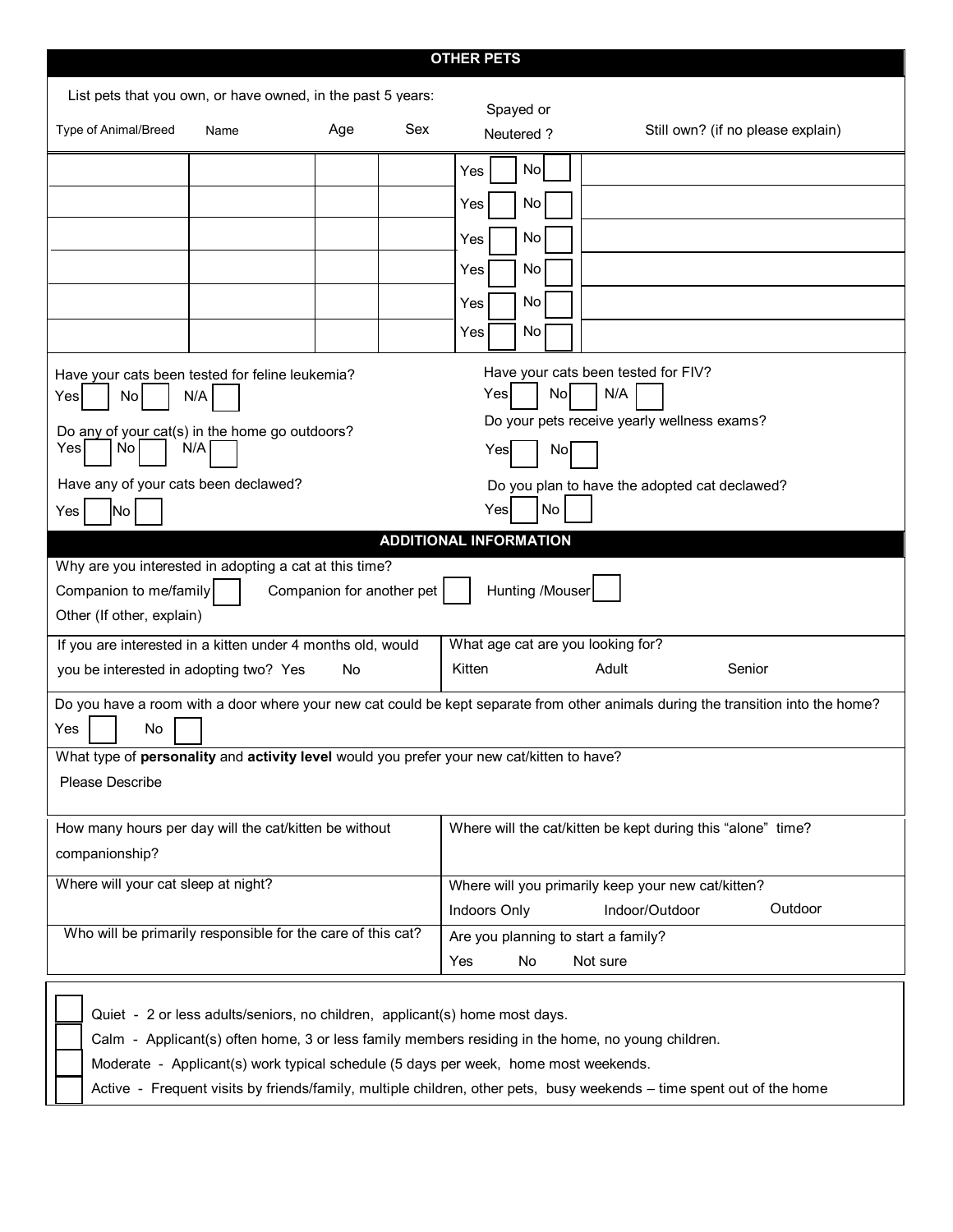## OTHER PETS

List pets that you own, or have owned, in the past 5 years:

| Type of Animal/Breed | Name | Age | Sex | Spayed or Neutered ? | Still own? (if no please explain) |
|---|---|---|---|---|---|
| | | | | Yes ☐ No ☐ | |
| | | | | Yes ☐ No ☐ | |
| | | | | Yes ☐ No ☐ | |
| | | | | Yes ☐ No ☐ | |
| | | | | Yes ☐ No ☐ | |
| | | | | Yes ☐ No ☐ | |

Have your cats been tested for feline leukemia?
Yes ☐ No ☐ N/A ☐

Have your cats been tested for FIV?
Yes ☐ No ☐ N/A ☐

Do any of your cat(s) in the home go outdoors?
Yes ☐ No ☐ N/A ☐

Do your pets receive yearly wellness exams?
Yes ☐ No ☐

Have any of your cats been declawed?
Yes ☐ No ☐

Do you plan to have the adopted cat declawed?
Yes ☐ No ☐

## ADDITIONAL INFORMATION

Why are you interested in adopting a cat at this time?
Companion to me/family ☐ Companion for another pet ☐ Hunting /Mouser ☐
Other (If other, explain)

If you are interested in a kitten under 4 months old, would you be interested in adopting two? Yes No

What age cat are you looking for?
Kitten Adult Senior

Do you have a room with a door where your new cat could be kept separate from other animals during the transition into the home?
Yes ☐ No ☐

What type of **personality** and **activity level** would you prefer your new cat/kitten to have?
Please Describe

How many hours per day will the cat/kitten be without companionship?

Where will the cat/kitten be kept during this "alone" time?

Where will your cat sleep at night?

Where will you primarily keep your new cat/kitten?
Indoors Only Indoor/Outdoor Outdoor

Who will be primarily responsible for the care of this cat?

Are you planning to start a family?
Yes No Not sure

☐ Quiet - 2 or less adults/seniors, no children, applicant(s) home most days.
☐ Calm - Applicant(s) often home, 3 or less family members residing in the home, no young children.
☐ Moderate - Applicant(s) work typical schedule (5 days per week, home most weekends.
☐ Active - Frequent visits by friends/family, multiple children, other pets, busy weekends – time spent out of the home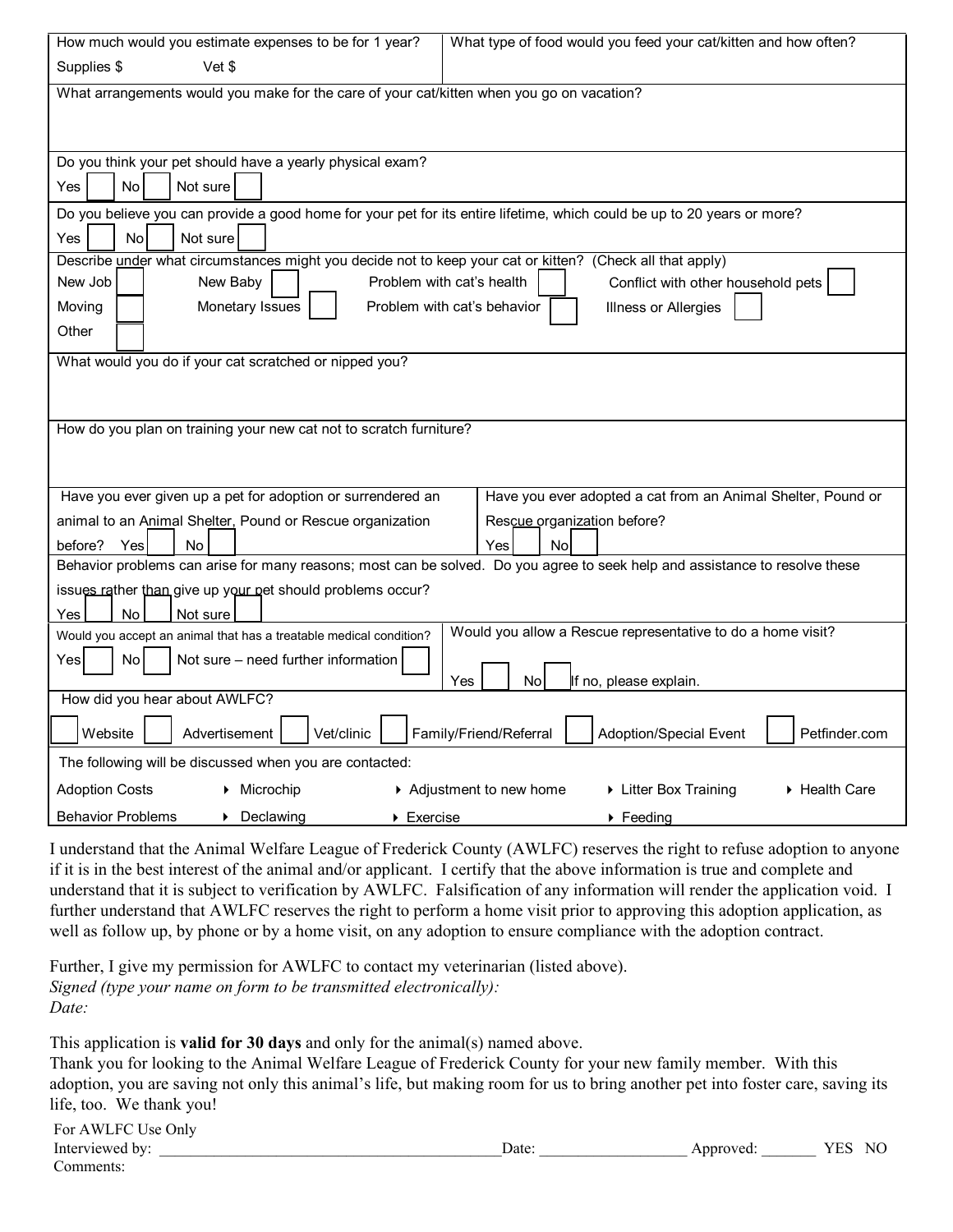| | |
|---|---|
| How much would you estimate expenses to be for 1 year?<br>Supplies $ Vet $ | What type of food would you feed your cat/kitten and how often? |

What arrangements would you make for the care of your cat/kitten when you go on vacation?

Do you think your pet should have a yearly physical exam?

Yes ☐ No ☐ Not sure ☐

Do you believe you can provide a good home for your pet for its entire lifetime, which could be up to 20 years or more?

Yes ☐ No ☐ Not sure ☐

Describe under what circumstances might you decide not to keep your cat or kitten? (Check all that apply)

| | | | |
|---|---|---|---|
| New Job ☐ | New Baby ☐ | Problem with cat's health ☐ | Conflict with other household pets ☐ |
| Moving ☐ | Monetary Issues ☐ | Problem with cat's behavior ☐ | Illness or Allergies ☐ |
| Other ☐ | | | |

What would you do if your cat scratched or nipped you?

How do you plan on training your new cat not to scratch furniture?

| | |
|---|---|
| Have you ever given up a pet for adoption or surrendered an animal to an Animal Shelter, Pound or Rescue organization before? Yes ☐ No ☐ | Have you ever adopted a cat from an Animal Shelter, Pound or Rescue organization before?<br>Yes ☐ No ☐ |

Behavior problems can arise for many reasons; most can be solved. Do you agree to seek help and assistance to resolve these issues rather than give up your pet should problems occur?

Yes ☐ No ☐ Not sure ☐

| | |
|---|---|
| Would you accept an animal that has a treatable medical condition?<br>Yes ☐ No ☐ Not sure – need further information ☐ | Would you allow a Rescue representative to do a home visit?<br>Yes ☐ No ☐ If no, please explain. |

How did you hear about AWLFC?

☐ Website ☐ Advertisement ☐ Vet/clinic ☐ Family/Friend/Referral ☐ Adoption/Special Event ☐ Petfinder.com

The following will be discussed when you are contacted:

| | | | | |
|---|---|---|---|---|
| Adoption Costs | ▸ Microchip | ▸ Adjustment to new home | ▸ Litter Box Training | ▸ Health Care |
| Behavior Problems | ▸ Declawing | ▸ Exercise | ▸ Feeding | |

I understand that the Animal Welfare League of Frederick County (AWLFC) reserves the right to refuse adoption to anyone if it is in the best interest of the animal and/or applicant. I certify that the above information is true and complete and understand that it is subject to verification by AWLFC. Falsification of any information will render the application void. I further understand that AWLFC reserves the right to perform a home visit prior to approving this adoption application, as well as follow up, by phone or by a home visit, on any adoption to ensure compliance with the adoption contract.

Further, I give my permission for AWLFC to contact my veterinarian (listed above).
*Signed (type your name on form to be transmitted electronically):*
*Date:*

This application is **valid for 30 days** and only for the animal(s) named above.
Thank you for looking to the Animal Welfare League of Frederick County for your new family member. With this adoption, you are saving not only this animal's life, but making room for us to bring another pet into foster care, saving its life, too. We thank you!

For AWLFC Use Only
Interviewed by: ______________________________ Date: ______________ Approved: _______ YES NO
Comments: